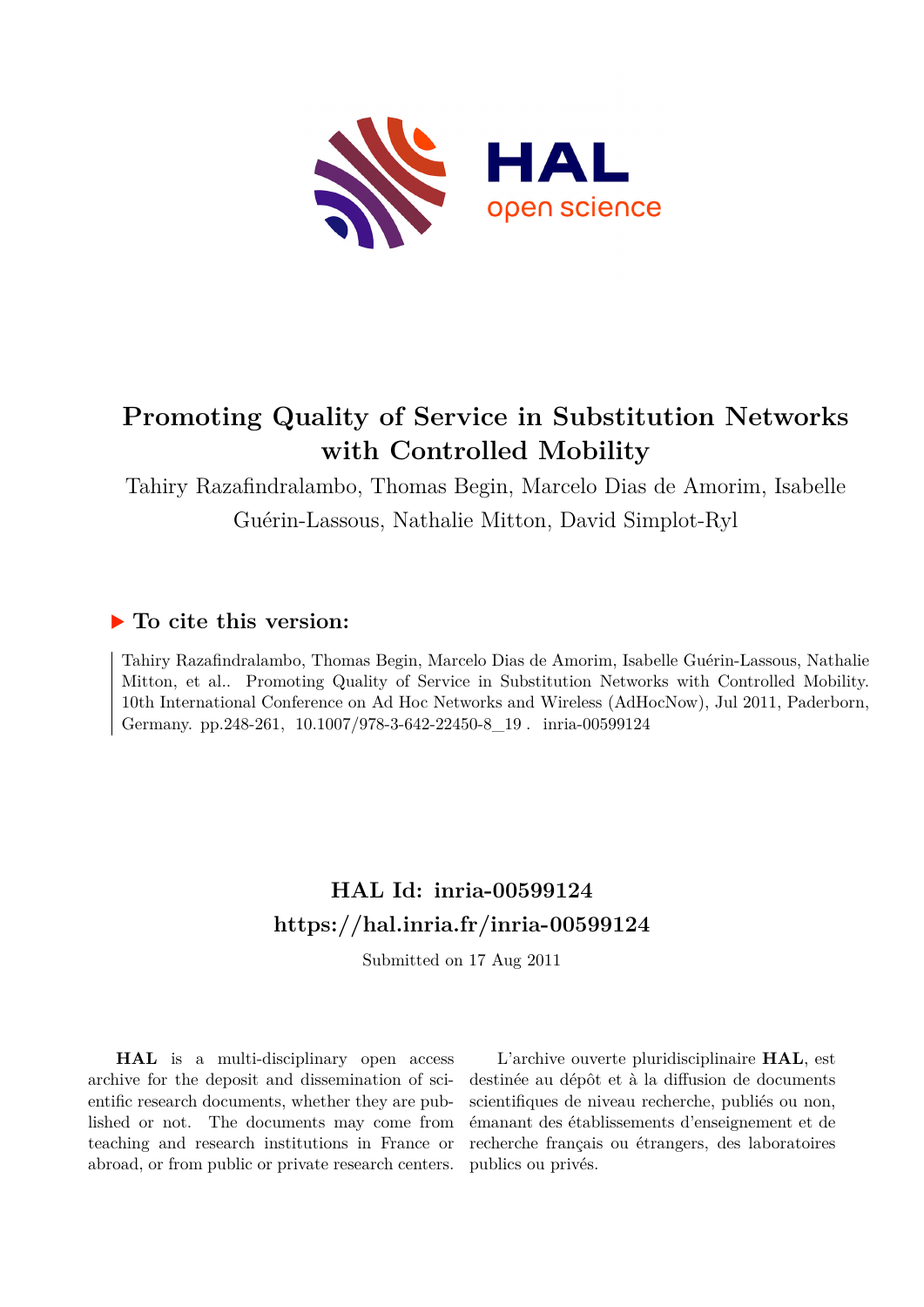# Promoting Quality of Service in Substitution Networks with Controlled Mobility

Tahiry Razafindralambo, Thomas Begin, Marcelo Dias de Amorim, Isabelle Guérin-Lassous, Nathalie Mitton, David Simplot-Ryl

## ▶ To cite this version:

Tahiry Razafindralambo, Thomas Begin, Marcelo Dias de Amorim, Isabelle Guérin-Lassous, Nathalie Mitton, et al.. Promoting Quality of Service in Substitution Networks with Controlled Mobility. 10th International Conference on Ad Hoc Networks and Wireless (AdHocNow), Jul 2011, Paderborn, Germany. pp.248-261, 10.1007/978-3-642-22450-8_19 . inria-00599124

## HAL Id: inria-00599124
## https://hal.inria.fr/inria-00599124

Submitted on 17 Aug 2011

**HAL** is a multi-disciplinary open access archive for the deposit and dissemination of scientific research documents, whether they are published or not. The documents may come from teaching and research institutions in France or abroad, or from public or private research centers.

L'archive ouverte pluridisciplinaire **HAL**, est destinée au dépôt et à la diffusion de documents scientifiques de niveau recherche, publiés ou non, émanant des établissements d'enseignement et de recherche français ou étrangers, des laboratoires publics ou privés.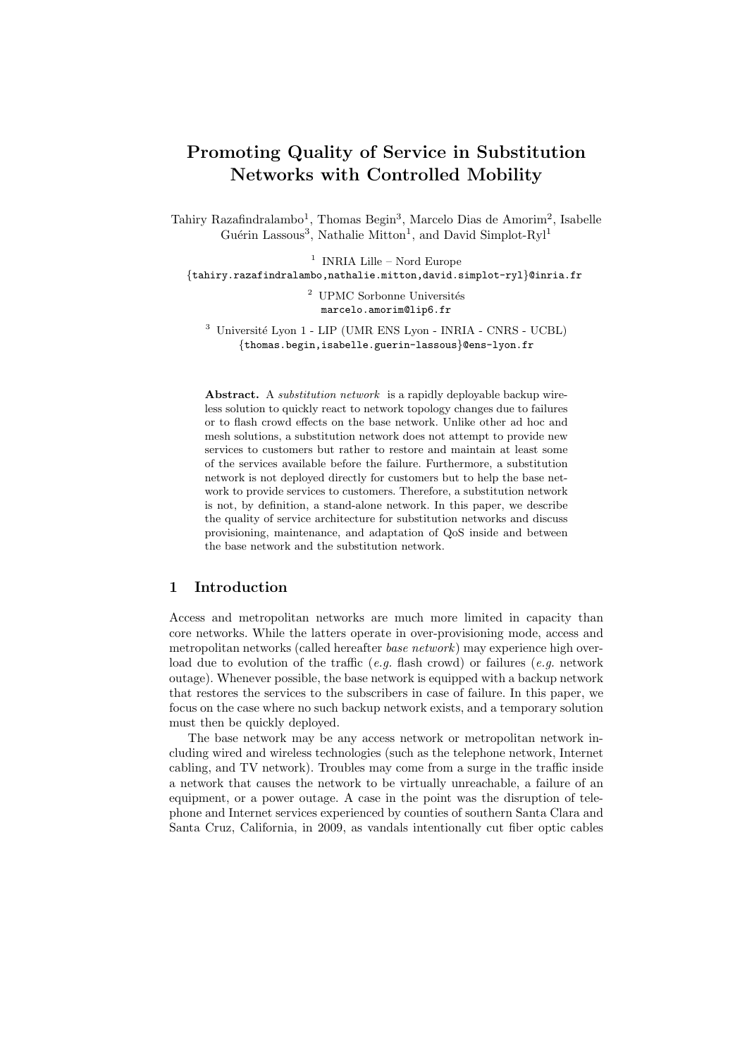# Promoting Quality of Service in Substitution Networks with Controlled Mobility

Tahiry Razafindralambo[1], Thomas Begin[3], Marcelo Dias de Amorim[2], Isabelle Guérin Lassous[3], Nathalie Mitton[1], and David Simplot-Ryl[1]

[1] INRIA Lille – Nord Europe
{tahiry.razafindralambo,nathalie.mitton,david.simplot-ryl}@inria.fr

[2] UPMC Sorbonne Universités
marcelo.amorim@lip6.fr

[3] Université Lyon 1 - LIP (UMR ENS Lyon - INRIA - CNRS - UCBL)
{thomas.begin,isabelle.guerin-lassous}@ens-lyon.fr

**Abstract.** A *substitution network* is a rapidly deployable backup wireless solution to quickly react to network topology changes due to failures or to flash crowd effects on the base network. Unlike other ad hoc and mesh solutions, a substitution network does not attempt to provide new services to customers but rather to restore and maintain at least some of the services available before the failure. Furthermore, a substitution network is not deployed directly for customers but to help the base network to provide services to customers. Therefore, a substitution network is not, by definition, a stand-alone network. In this paper, we describe the quality of service architecture for substitution networks and discuss provisioning, maintenance, and adaptation of QoS inside and between the base network and the substitution network.

## 1 Introduction

Access and metropolitan networks are much more limited in capacity than core networks. While the latters operate in over-provisioning mode, access and metropolitan networks (called hereafter *base network*) may experience high overload due to evolution of the traffic (*e.g.* flash crowd) or failures (*e.g.* network outage). Whenever possible, the base network is equipped with a backup network that restores the services to the subscribers in case of failure. In this paper, we focus on the case where no such backup network exists, and a temporary solution must then be quickly deployed.

The base network may be any access network or metropolitan network including wired and wireless technologies (such as the telephone network, Internet cabling, and TV network). Troubles may come from a surge in the traffic inside a network that causes the network to be virtually unreachable, a failure of an equipment, or a power outage. A case in the point was the disruption of telephone and Internet services experienced by counties of southern Santa Clara and Santa Cruz, California, in 2009, as vandals intentionally cut fiber optic cables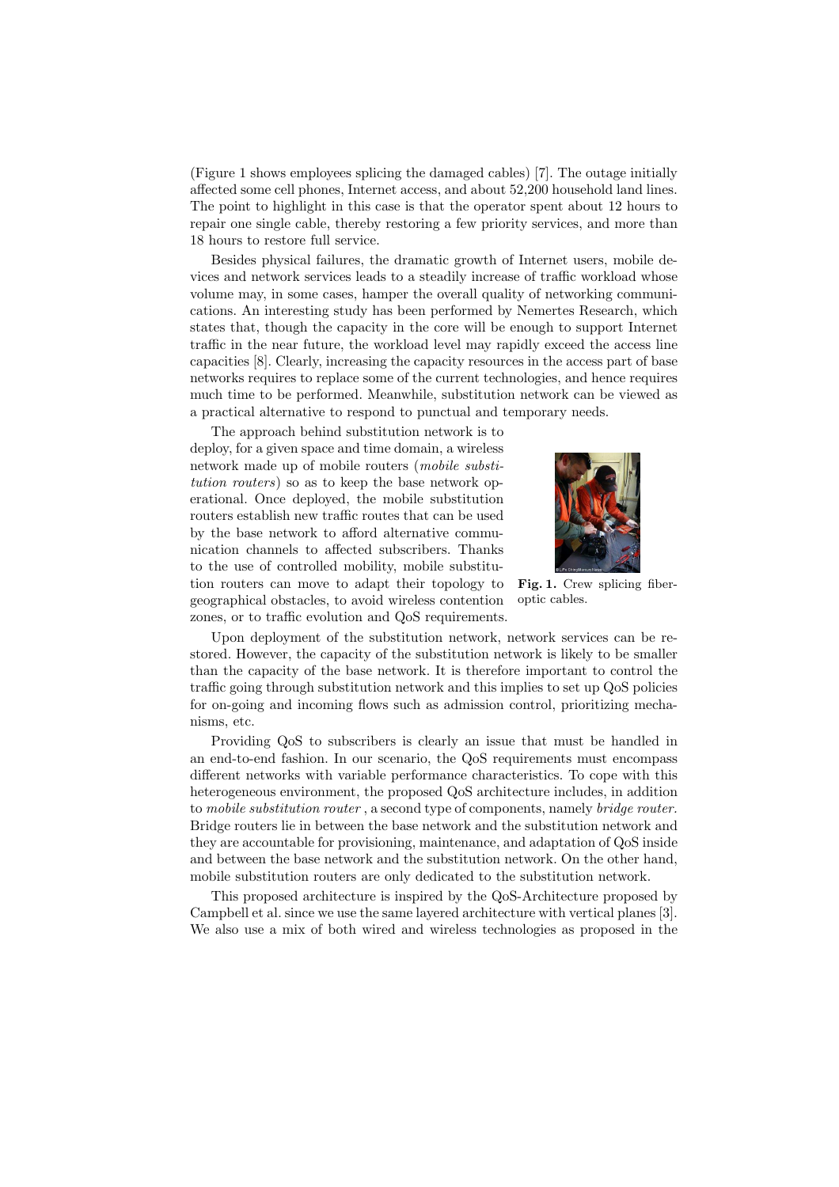(Figure 1 shows employees splicing the damaged cables) [7]. The outage initially affected some cell phones, Internet access, and about 52,200 household land lines. The point to highlight in this case is that the operator spent about 12 hours to repair one single cable, thereby restoring a few priority services, and more than 18 hours to restore full service.

Besides physical failures, the dramatic growth of Internet users, mobile devices and network services leads to a steadily increase of traffic workload whose volume may, in some cases, hamper the overall quality of networking communications. An interesting study has been performed by Nemertes Research, which states that, though the capacity in the core will be enough to support Internet traffic in the near future, the workload level may rapidly exceed the access line capacities [8]. Clearly, increasing the capacity resources in the access part of base networks requires to replace some of the current technologies, and hence requires much time to be performed. Meanwhile, substitution network can be viewed as a practical alternative to respond to punctual and temporary needs.

The approach behind substitution network is to deploy, for a given space and time domain, a wireless network made up of mobile routers (*mobile substitution routers*) so as to keep the base network operational. Once deployed, the mobile substitution routers establish new traffic routes that can be used by the base network to afford alternative communication channels to affected subscribers. Thanks to the use of controlled mobility, mobile substitution routers can move to adapt their topology to geographical obstacles, to avoid wireless contention zones, or to traffic evolution and QoS requirements.

**Fig. 1.** Crew splicing fiber-optic cables.

Upon deployment of the substitution network, network services can be restored. However, the capacity of the substitution network is likely to be smaller than the capacity of the base network. It is therefore important to control the traffic going through substitution network and this implies to set up QoS policies for on-going and incoming flows such as admission control, prioritizing mechanisms, etc.

Providing QoS to subscribers is clearly an issue that must be handled in an end-to-end fashion. In our scenario, the QoS requirements must encompass different networks with variable performance characteristics. To cope with this heterogeneous environment, the proposed QoS architecture includes, in addition to *mobile substitution router* , a second type of components, namely *bridge router*. Bridge routers lie in between the base network and the substitution network and they are accountable for provisioning, maintenance, and adaptation of QoS inside and between the base network and the substitution network. On the other hand, mobile substitution routers are only dedicated to the substitution network.

This proposed architecture is inspired by the QoS-Architecture proposed by Campbell et al. since we use the same layered architecture with vertical planes [3]. We also use a mix of both wired and wireless technologies as proposed in the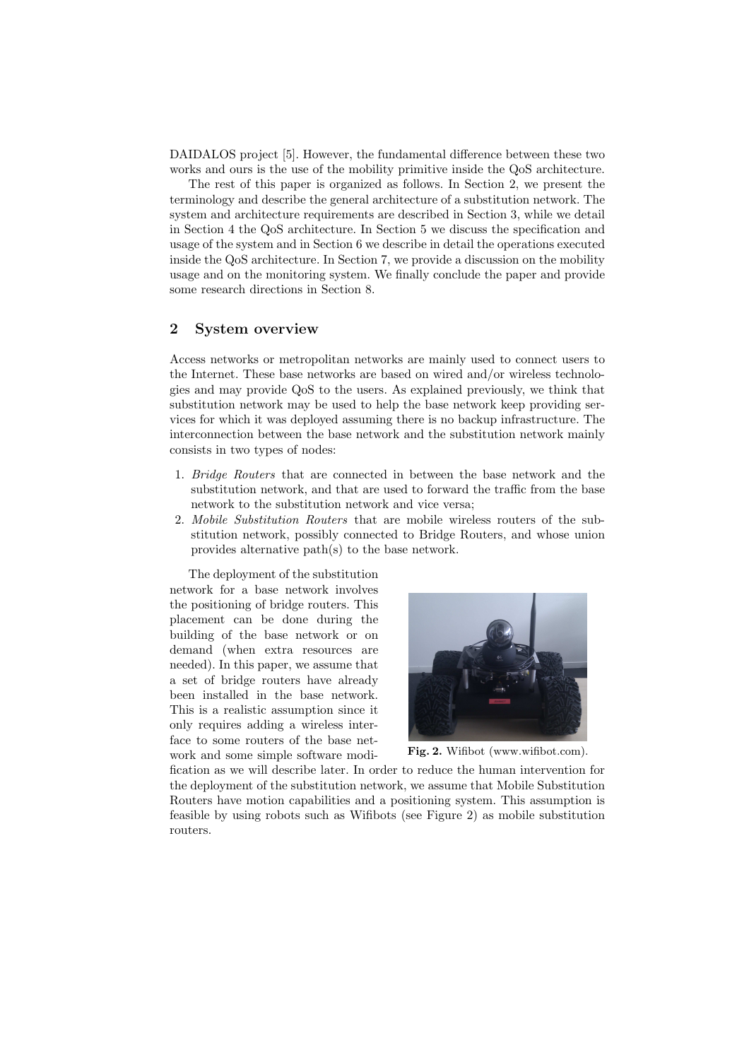DAIDALOS project [5]. However, the fundamental difference between these two works and ours is the use of the mobility primitive inside the QoS architecture.

The rest of this paper is organized as follows. In Section 2, we present the terminology and describe the general architecture of a substitution network. The system and architecture requirements are described in Section 3, while we detail in Section 4 the QoS architecture. In Section 5 we discuss the specification and usage of the system and in Section 6 we describe in detail the operations executed inside the QoS architecture. In Section 7, we provide a discussion on the mobility usage and on the monitoring system. We finally conclude the paper and provide some research directions in Section 8.

## 2 System overview

Access networks or metropolitan networks are mainly used to connect users to the Internet. These base networks are based on wired and/or wireless technologies and may provide QoS to the users. As explained previously, we think that substitution network may be used to help the base network keep providing services for which it was deployed assuming there is no backup infrastructure. The interconnection between the base network and the substitution network mainly consists in two types of nodes:

1. *Bridge Routers* that are connected in between the base network and the substitution network, and that are used to forward the traffic from the base network to the substitution network and vice versa;
2. *Mobile Substitution Routers* that are mobile wireless routers of the substitution network, possibly connected to Bridge Routers, and whose union provides alternative path(s) to the base network.

The deployment of the substitution network for a base network involves the positioning of bridge routers. This placement can be done during the building of the base network or on demand (when extra resources are needed). In this paper, we assume that a set of bridge routers have already been installed in the base network. This is a realistic assumption since it only requires adding a wireless interface to some routers of the base network and some simple software modification as we will describe later. In order to reduce the human intervention for the deployment of the substitution network, we assume that Mobile Substitution Routers have motion capabilities and a positioning system. This assumption is feasible by using robots such as Wifibots (see Figure 2) as mobile substitution routers.

**Fig. 2.** Wifibot (www.wifibot.com).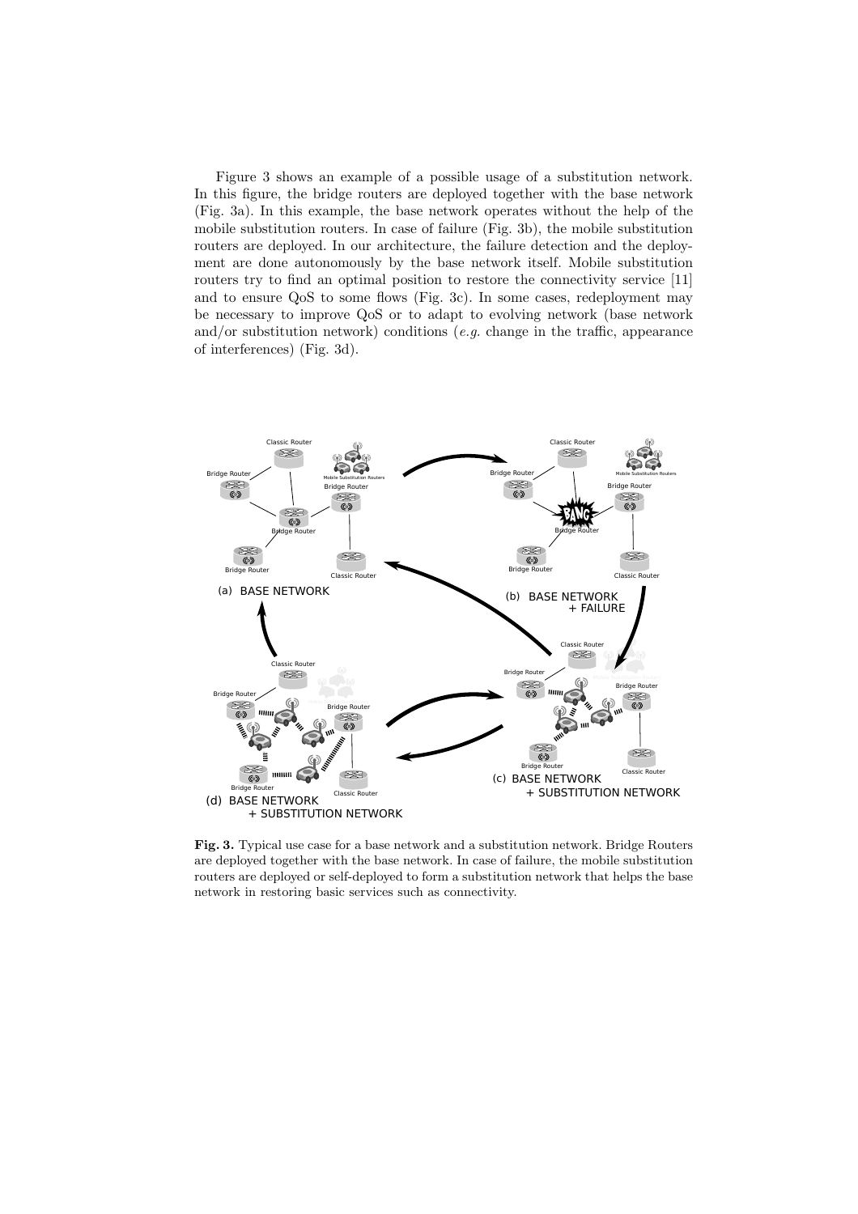Figure 3 shows an example of a possible usage of a substitution network. In this figure, the bridge routers are deployed together with the base network (Fig. 3a). In this example, the base network operates without the help of the mobile substitution routers. In case of failure (Fig. 3b), the mobile substitution routers are deployed. In our architecture, the failure detection and the deployment are done autonomously by the base network itself. Mobile substitution routers try to find an optimal position to restore the connectivity service [11] and to ensure QoS to some flows (Fig. 3c). In some cases, redeployment may be necessary to improve QoS or to adapt to evolving network (base network and/or substitution network) conditions (*e.g.* change in the traffic, appearance of interferences) (Fig. 3d).

**Fig. 3.** Typical use case for a base network and a substitution network. Bridge Routers are deployed together with the base network. In case of failure, the mobile substitution routers are deployed or self-deployed to form a substitution network that helps the base network in restoring basic services such as connectivity.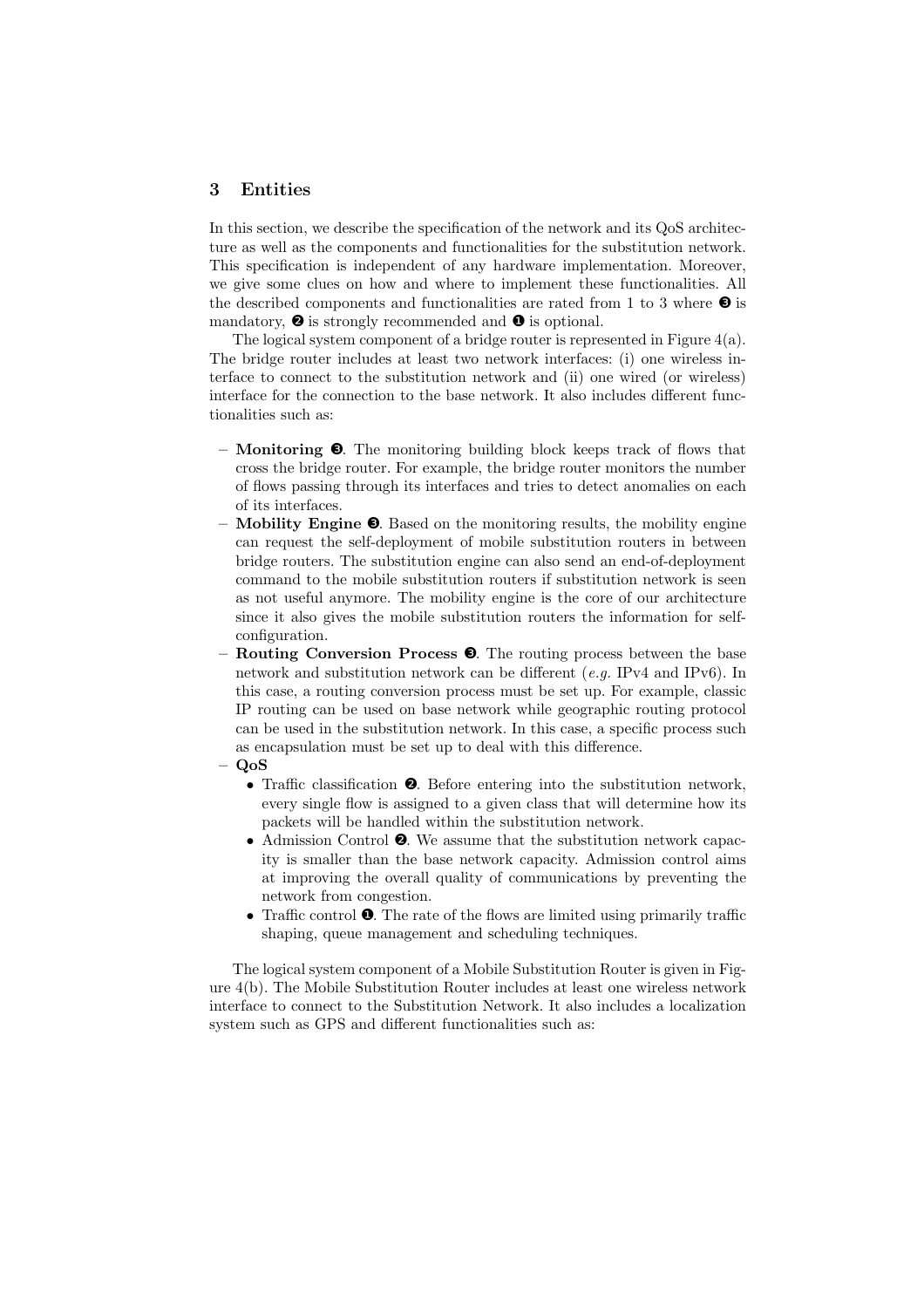## 3 Entities

In this section, we describe the specification of the network and its QoS architecture as well as the components and functionalities for the substitution network. This specification is independent of any hardware implementation. Moreover, we give some clues on how and where to implement these functionalities. All the described components and functionalities are rated from 1 to 3 where ❸ is mandatory, ❷ is strongly recommended and ❶ is optional.

The logical system component of a bridge router is represented in Figure 4(a). The bridge router includes at least two network interfaces: (i) one wireless interface to connect to the substitution network and (ii) one wired (or wireless) interface for the connection to the base network. It also includes different functionalities such as:

- **Monitoring ❸**. The monitoring building block keeps track of flows that cross the bridge router. For example, the bridge router monitors the number of flows passing through its interfaces and tries to detect anomalies on each of its interfaces.
- **Mobility Engine ❸**. Based on the monitoring results, the mobility engine can request the self-deployment of mobile substitution routers in between bridge routers. The substitution engine can also send an end-of-deployment command to the mobile substitution routers if substitution network is seen as not useful anymore. The mobility engine is the core of our architecture since it also gives the mobile substitution routers the information for self-configuration.
- **Routing Conversion Process ❸**. The routing process between the base network and substitution network can be different (*e.g.* IPv4 and IPv6). In this case, a routing conversion process must be set up. For example, classic IP routing can be used on base network while geographic routing protocol can be used in the substitution network. In this case, a specific process such as encapsulation must be set up to deal with this difference.
- **QoS**
  - Traffic classification ❷. Before entering into the substitution network, every single flow is assigned to a given class that will determine how its packets will be handled within the substitution network.
  - Admission Control ❷. We assume that the substitution network capacity is smaller than the base network capacity. Admission control aims at improving the overall quality of communications by preventing the network from congestion.
  - Traffic control ❶. The rate of the flows are limited using primarily traffic shaping, queue management and scheduling techniques.

The logical system component of a Mobile Substitution Router is given in Figure 4(b). The Mobile Substitution Router includes at least one wireless network interface to connect to the Substitution Network. It also includes a localization system such as GPS and different functionalities such as: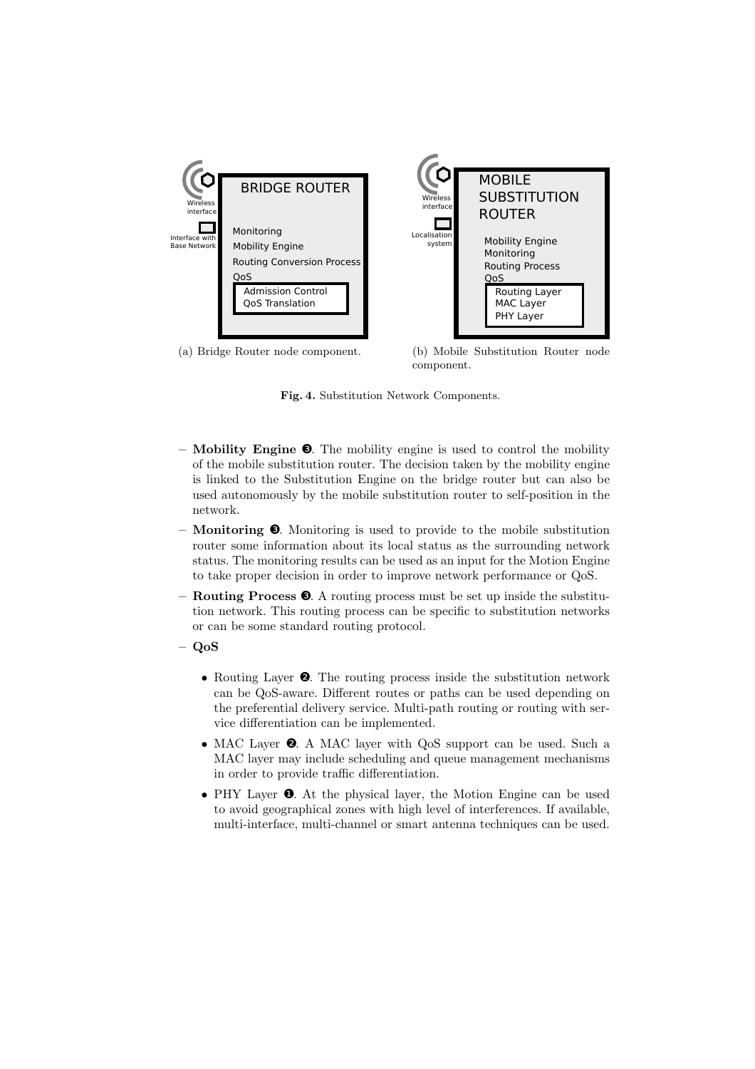(a) Bridge Router node component.

(b) Mobile Substitution Router node component.

**Fig. 4.** Substitution Network Components.

- **Mobility Engine ❸**. The mobility engine is used to control the mobility of the mobile substitution router. The decision taken by the mobility engine is linked to the Substitution Engine on the bridge router but can also be used autonomously by the mobile substitution router to self-position in the network.
- **Monitoring ❸**. Monitoring is used to provide to the mobile substitution router some information about its local status as the surrounding network status. The monitoring results can be used as an input for the Motion Engine to take proper decision in order to improve network performance or QoS.
- **Routing Process ❸**. A routing process must be set up inside the substitution network. This routing process can be specific to substitution networks or can be some standard routing protocol.
- **QoS**
  - Routing Layer ❷. The routing process inside the substitution network can be QoS-aware. Different routes or paths can be used depending on the preferential delivery service. Multi-path routing or routing with service differentiation can be implemented.
  - MAC Layer ❷. A MAC layer with QoS support can be used. Such a MAC layer may include scheduling and queue management mechanisms in order to provide traffic differentiation.
  - PHY Layer ❶. At the physical layer, the Motion Engine can be used to avoid geographical zones with high level of interferences. If available, multi-interface, multi-channel or smart antenna techniques can be used.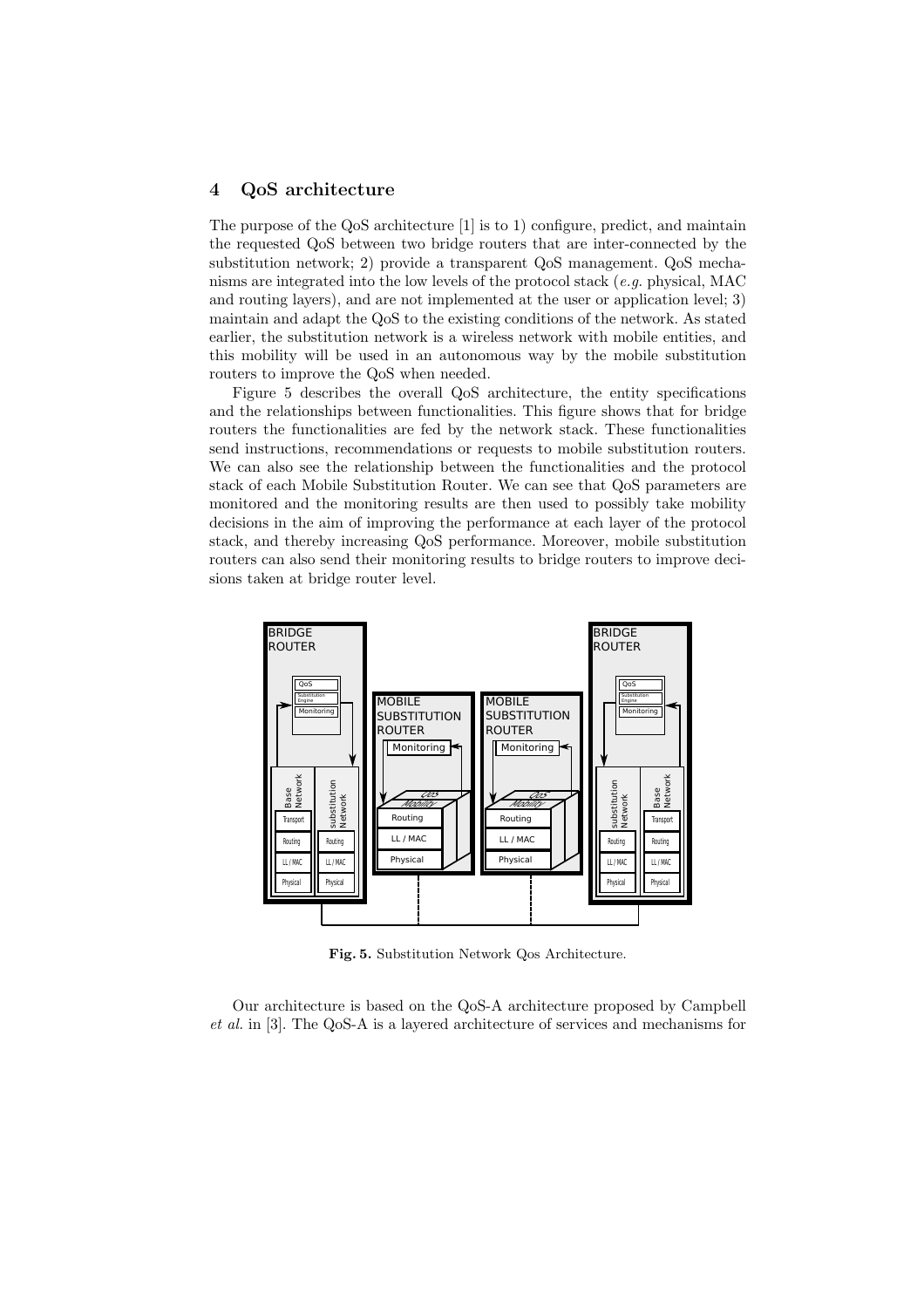## 4 QoS architecture

The purpose of the QoS architecture [1] is to 1) configure, predict, and maintain the requested QoS between two bridge routers that are inter-connected by the substitution network; 2) provide a transparent QoS management. QoS mechanisms are integrated into the low levels of the protocol stack (*e.g.* physical, MAC and routing layers), and are not implemented at the user or application level; 3) maintain and adapt the QoS to the existing conditions of the network. As stated earlier, the substitution network is a wireless network with mobile entities, and this mobility will be used in an autonomous way by the mobile substitution routers to improve the QoS when needed.

Figure 5 describes the overall QoS architecture, the entity specifications and the relationships between functionalities. This figure shows that for bridge routers the functionalities are fed by the network stack. These functionalities send instructions, recommendations or requests to mobile substitution routers. We can also see the relationship between the functionalities and the protocol stack of each Mobile Substitution Router. We can see that QoS parameters are monitored and the monitoring results are then used to possibly take mobility decisions in the aim of improving the performance at each layer of the protocol stack, and thereby increasing QoS performance. Moreover, mobile substitution routers can also send their monitoring results to bridge routers to improve decisions taken at bridge router level.

**Fig. 5.** Substitution Network Qos Architecture.

Our architecture is based on the QoS-A architecture proposed by Campbell *et al.* in [3]. The QoS-A is a layered architecture of services and mechanisms for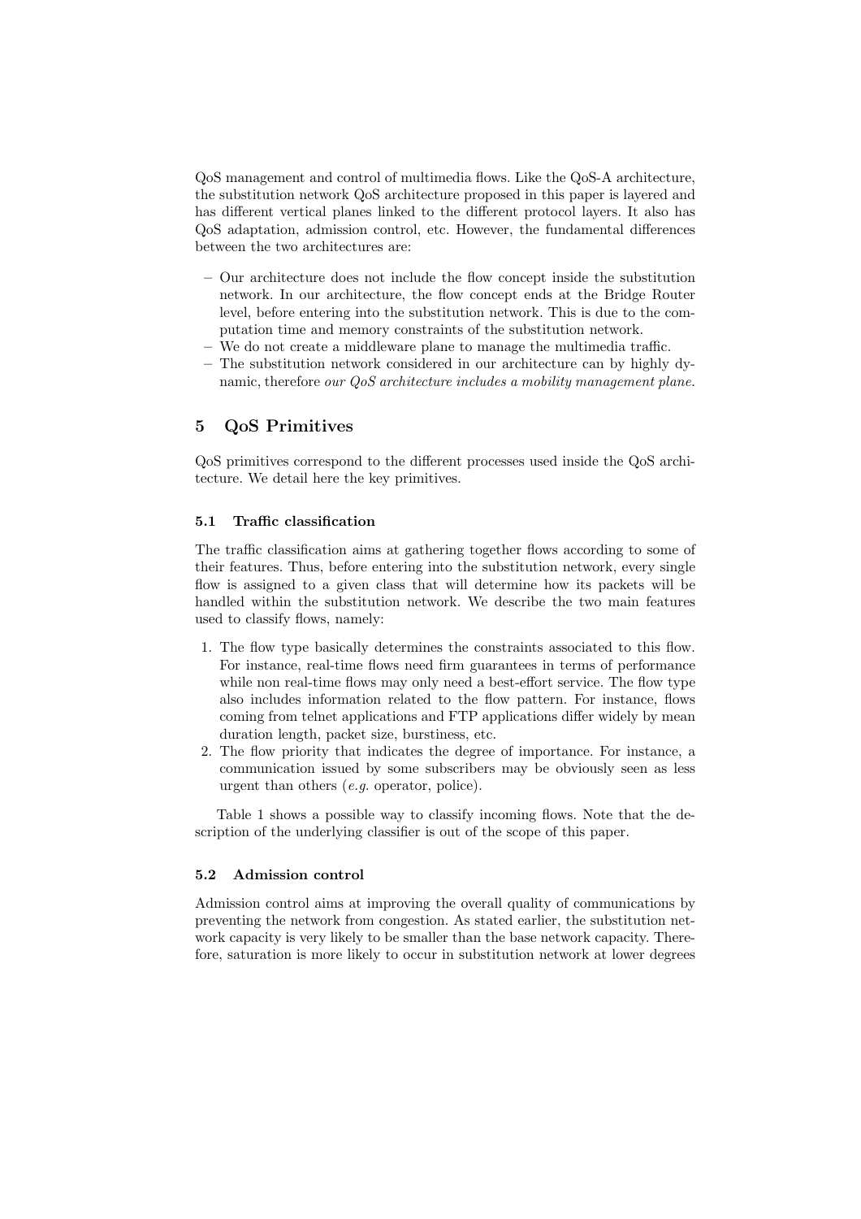QoS management and control of multimedia flows. Like the QoS-A architecture, the substitution network QoS architecture proposed in this paper is layered and has different vertical planes linked to the different protocol layers. It also has QoS adaptation, admission control, etc. However, the fundamental differences between the two architectures are:

- Our architecture does not include the flow concept inside the substitution network. In our architecture, the flow concept ends at the Bridge Router level, before entering into the substitution network. This is due to the computation time and memory constraints of the substitution network.
- We do not create a middleware plane to manage the multimedia traffic.
- The substitution network considered in our architecture can by highly dynamic, therefore *our QoS architecture includes a mobility management plane.*

## 5 QoS Primitives

QoS primitives correspond to the different processes used inside the QoS architecture. We detail here the key primitives.

### 5.1 Traffic classification

The traffic classification aims at gathering together flows according to some of their features. Thus, before entering into the substitution network, every single flow is assigned to a given class that will determine how its packets will be handled within the substitution network. We describe the two main features used to classify flows, namely:

1. The flow type basically determines the constraints associated to this flow. For instance, real-time flows need firm guarantees in terms of performance while non real-time flows may only need a best-effort service. The flow type also includes information related to the flow pattern. For instance, flows coming from telnet applications and FTP applications differ widely by mean duration length, packet size, burstiness, etc.
2. The flow priority that indicates the degree of importance. For instance, a communication issued by some subscribers may be obviously seen as less urgent than others (*e.g.* operator, police).

Table 1 shows a possible way to classify incoming flows. Note that the description of the underlying classifier is out of the scope of this paper.

### 5.2 Admission control

Admission control aims at improving the overall quality of communications by preventing the network from congestion. As stated earlier, the substitution network capacity is very likely to be smaller than the base network capacity. Therefore, saturation is more likely to occur in substitution network at lower degrees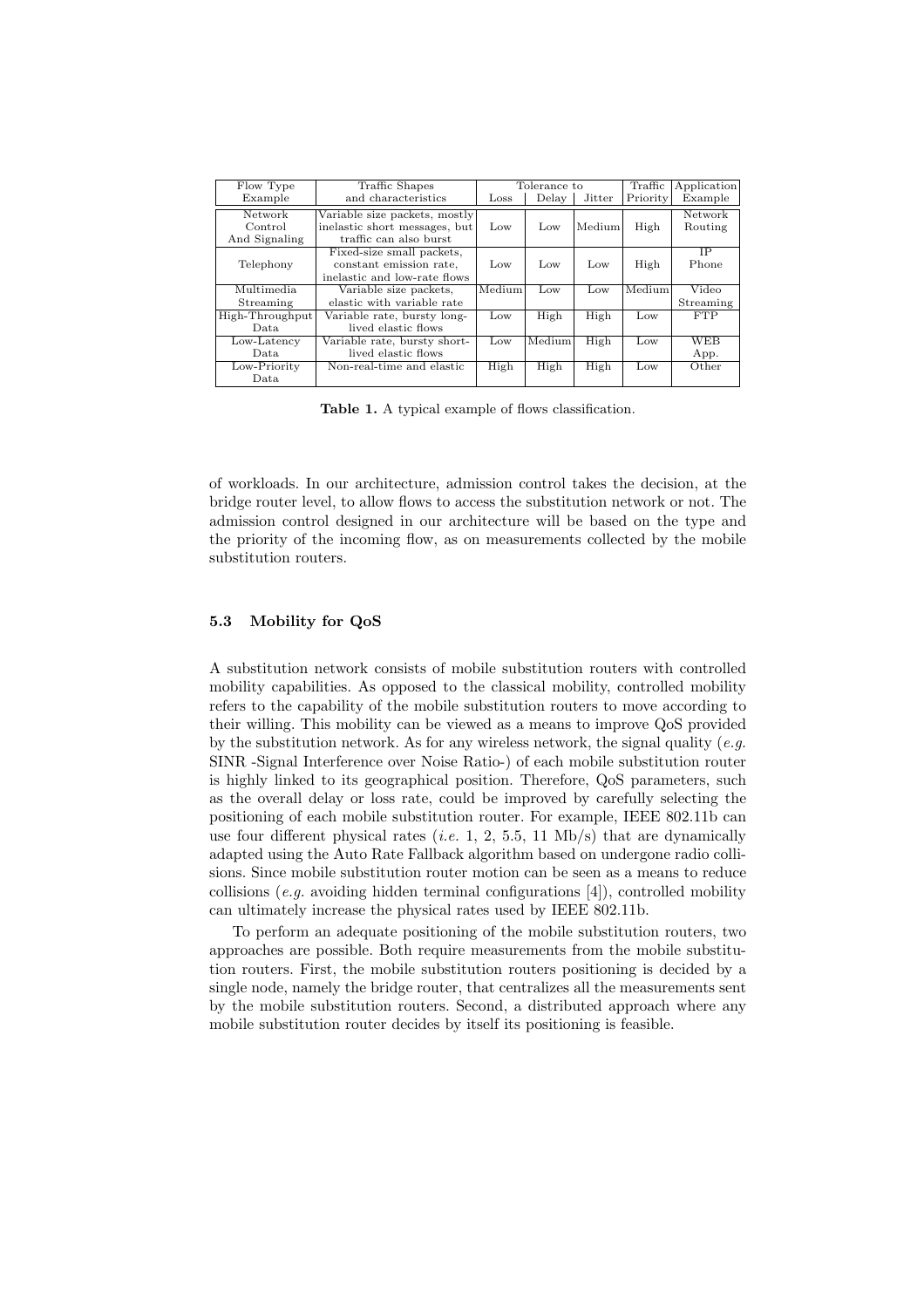| Flow Type Example | Traffic Shapes and characteristics | Tolerance to | | | Traffic Priority | Application Example |
|---|---|---|---|---|---|---|
| | | Loss | Delay | Jitter | | |
| Network Control And Signaling | Variable size packets, mostly inelastic short messages, but traffic can also burst | Low | Low | Medium | High | Network Routing |
| Telephony | Fixed-size small packets, constant emission rate, inelastic and low-rate flows | Low | Low | Low | High | IP Phone |
| Multimedia Streaming | Variable size packets, elastic with variable rate | Medium | Low | Low | Medium | Video Streaming |
| High-Throughput Data | Variable rate, bursty long-lived elastic flows | Low | High | High | Low | FTP |
| Low-Latency Data | Variable rate, bursty short-lived elastic flows | Low | Medium | High | Low | WEB App. |
| Low-Priority Data | Non-real-time and elastic | High | High | High | Low | Other |

**Table 1.** A typical example of flows classification.

of workloads. In our architecture, admission control takes the decision, at the bridge router level, to allow flows to access the substitution network or not. The admission control designed in our architecture will be based on the type and the priority of the incoming flow, as on measurements collected by the mobile substitution routers.

### 5.3 Mobility for QoS

A substitution network consists of mobile substitution routers with controlled mobility capabilities. As opposed to the classical mobility, controlled mobility refers to the capability of the mobile substitution routers to move according to their willing. This mobility can be viewed as a means to improve QoS provided by the substitution network. As for any wireless network, the signal quality (*e.g.* SINR -Signal Interference over Noise Ratio-) of each mobile substitution router is highly linked to its geographical position. Therefore, QoS parameters, such as the overall delay or loss rate, could be improved by carefully selecting the positioning of each mobile substitution router. For example, IEEE 802.11b can use four different physical rates (*i.e.* 1, 2, 5.5, 11 Mb/s) that are dynamically adapted using the Auto Rate Fallback algorithm based on undergone radio collisions. Since mobile substitution router motion can be seen as a means to reduce collisions (*e.g.* avoiding hidden terminal configurations [4]), controlled mobility can ultimately increase the physical rates used by IEEE 802.11b.

To perform an adequate positioning of the mobile substitution routers, two approaches are possible. Both require measurements from the mobile substitution routers. First, the mobile substitution routers positioning is decided by a single node, namely the bridge router, that centralizes all the measurements sent by the mobile substitution routers. Second, a distributed approach where any mobile substitution router decides by itself its positioning is feasible.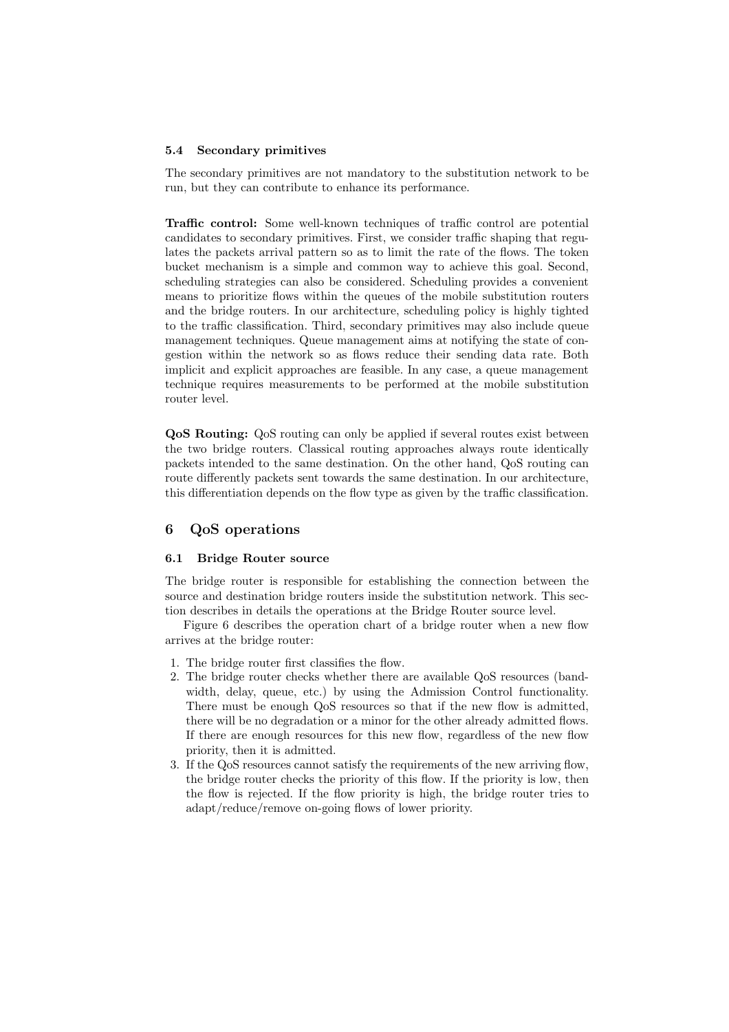### 5.4 Secondary primitives

The secondary primitives are not mandatory to the substitution network to be run, but they can contribute to enhance its performance.

**Traffic control:** Some well-known techniques of traffic control are potential candidates to secondary primitives. First, we consider traffic shaping that regulates the packets arrival pattern so as to limit the rate of the flows. The token bucket mechanism is a simple and common way to achieve this goal. Second, scheduling strategies can also be considered. Scheduling provides a convenient means to prioritize flows within the queues of the mobile substitution routers and the bridge routers. In our architecture, scheduling policy is highly tighted to the traffic classification. Third, secondary primitives may also include queue management techniques. Queue management aims at notifying the state of congestion within the network so as flows reduce their sending data rate. Both implicit and explicit approaches are feasible. In any case, a queue management technique requires measurements to be performed at the mobile substitution router level.

**QoS Routing:** QoS routing can only be applied if several routes exist between the two bridge routers. Classical routing approaches always route identically packets intended to the same destination. On the other hand, QoS routing can route differently packets sent towards the same destination. In our architecture, this differentiation depends on the flow type as given by the traffic classification.

## 6 QoS operations

### 6.1 Bridge Router source

The bridge router is responsible for establishing the connection between the source and destination bridge routers inside the substitution network. This section describes in details the operations at the Bridge Router source level.

Figure 6 describes the operation chart of a bridge router when a new flow arrives at the bridge router:

1. The bridge router first classifies the flow.
2. The bridge router checks whether there are available QoS resources (bandwidth, delay, queue, etc.) by using the Admission Control functionality. There must be enough QoS resources so that if the new flow is admitted, there will be no degradation or a minor for the other already admitted flows. If there are enough resources for this new flow, regardless of the new flow priority, then it is admitted.
3. If the QoS resources cannot satisfy the requirements of the new arriving flow, the bridge router checks the priority of this flow. If the priority is low, then the flow is rejected. If the flow priority is high, the bridge router tries to adapt/reduce/remove on-going flows of lower priority.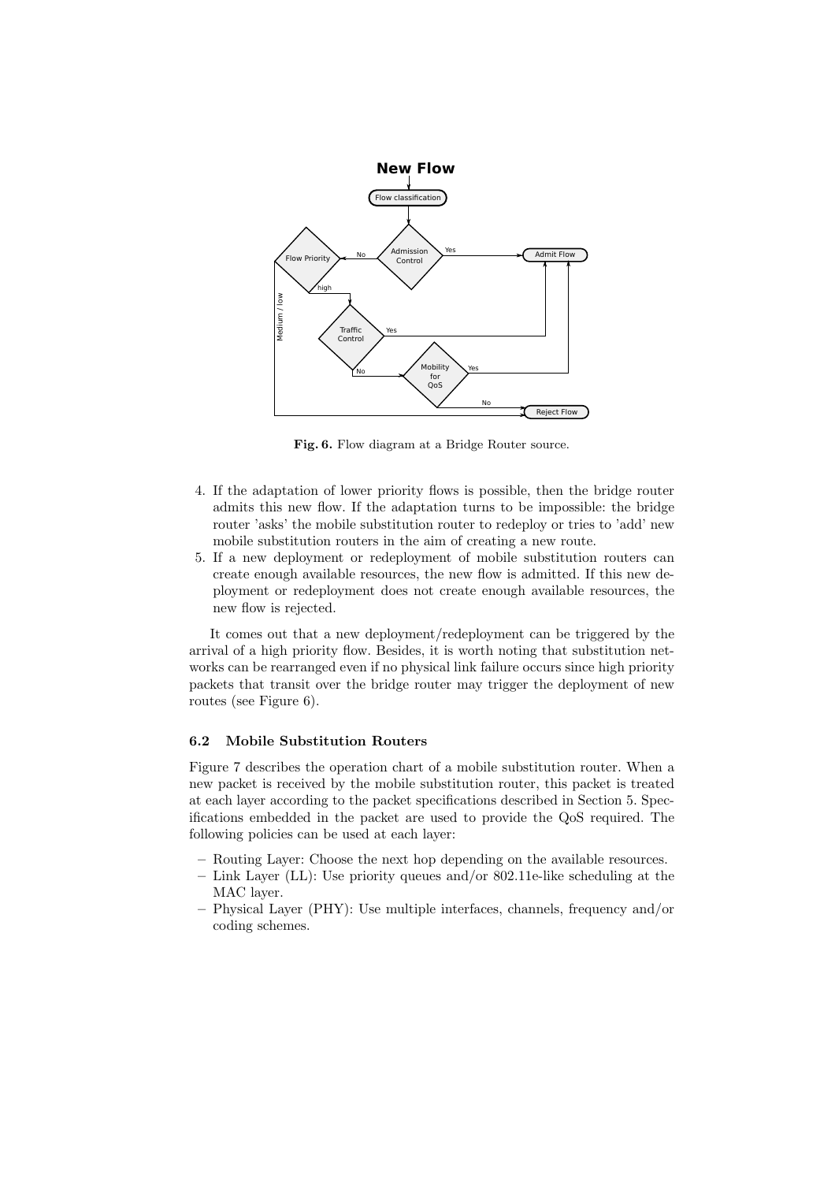Fig. 6. Flow diagram at a Bridge Router source.

4. If the adaptation of lower priority flows is possible, then the bridge router admits this new flow. If the adaptation turns to be impossible: the bridge router 'asks' the mobile substitution router to redeploy or tries to 'add' new mobile substitution routers in the aim of creating a new route.
5. If a new deployment or redeployment of mobile substitution routers can create enough available resources, the new flow is admitted. If this new deployment or redeployment does not create enough available resources, the new flow is rejected.

It comes out that a new deployment/redeployment can be triggered by the arrival of a high priority flow. Besides, it is worth noting that substitution networks can be rearranged even if no physical link failure occurs since high priority packets that transit over the bridge router may trigger the deployment of new routes (see Figure 6).

### 6.2 Mobile Substitution Routers

Figure 7 describes the operation chart of a mobile substitution router. When a new packet is received by the mobile substitution router, this packet is treated at each layer according to the packet specifications described in Section 5. Specifications embedded in the packet are used to provide the QoS required. The following policies can be used at each layer:

- Routing Layer: Choose the next hop depending on the available resources.
- Link Layer (LL): Use priority queues and/or 802.11e-like scheduling at the MAC layer.
- Physical Layer (PHY): Use multiple interfaces, channels, frequency and/or coding schemes.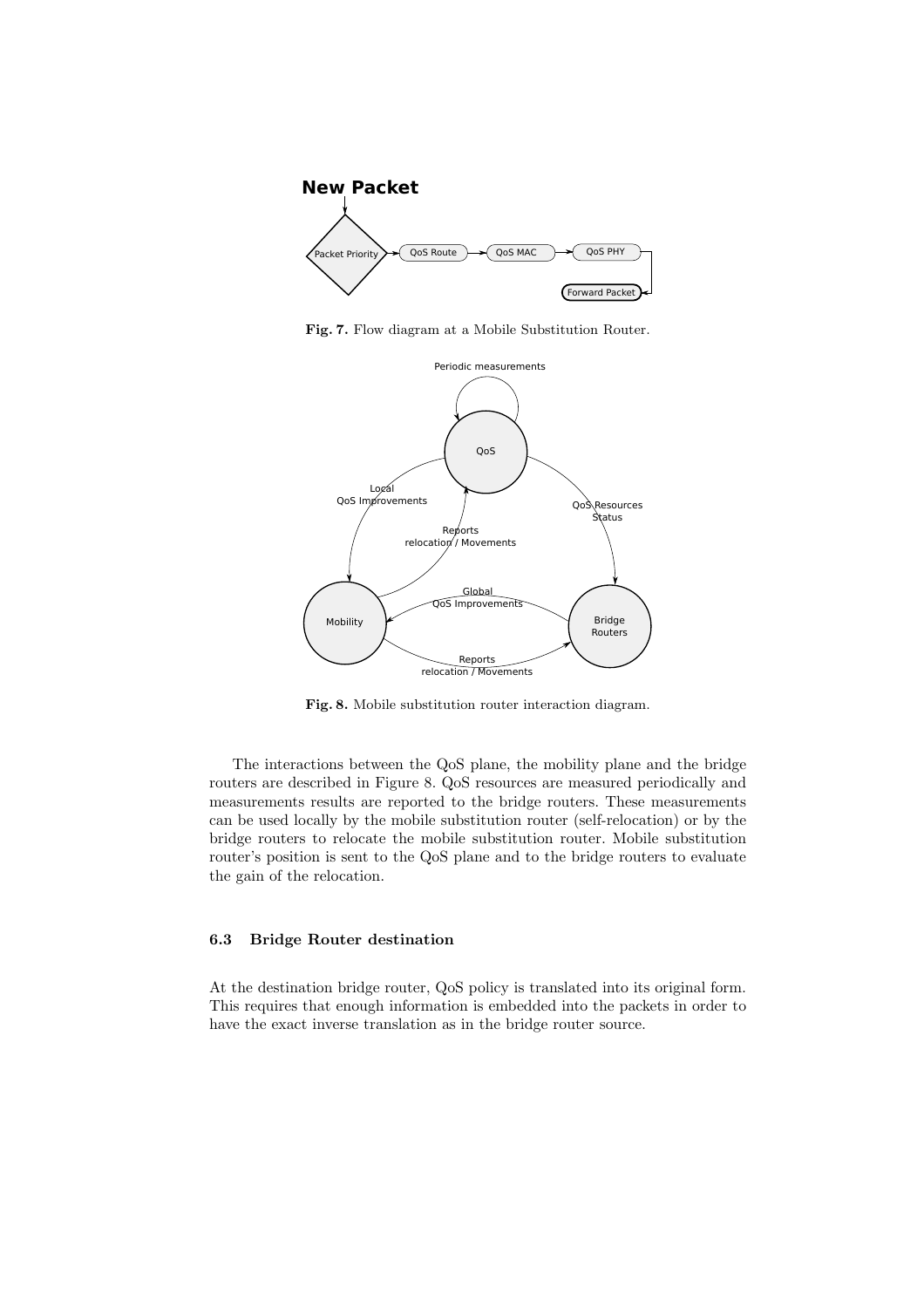Fig. 7. Flow diagram at a Mobile Substitution Router.

Fig. 8. Mobile substitution router interaction diagram.

The interactions between the QoS plane, the mobility plane and the bridge routers are described in Figure 8. QoS resources are measured periodically and measurements results are reported to the bridge routers. These measurements can be used locally by the mobile substitution router (self-relocation) or by the bridge routers to relocate the mobile substitution router. Mobile substitution router's position is sent to the QoS plane and to the bridge routers to evaluate the gain of the relocation.

### 6.3 Bridge Router destination

At the destination bridge router, QoS policy is translated into its original form. This requires that enough information is embedded into the packets in order to have the exact inverse translation as in the bridge router source.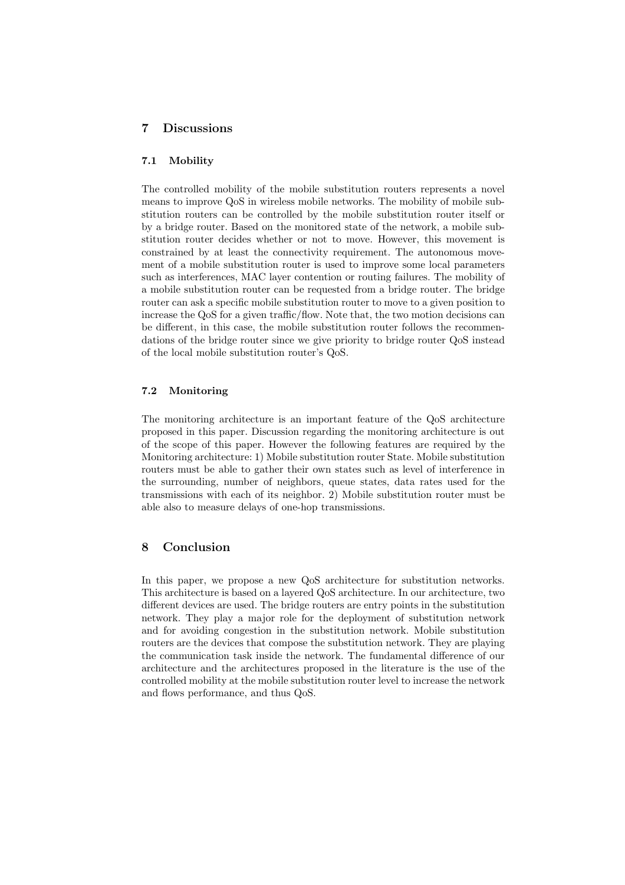## 7 Discussions

### 7.1 Mobility

The controlled mobility of the mobile substitution routers represents a novel means to improve QoS in wireless mobile networks. The mobility of mobile substitution routers can be controlled by the mobile substitution router itself or by a bridge router. Based on the monitored state of the network, a mobile substitution router decides whether or not to move. However, this movement is constrained by at least the connectivity requirement. The autonomous movement of a mobile substitution router is used to improve some local parameters such as interferences, MAC layer contention or routing failures. The mobility of a mobile substitution router can be requested from a bridge router. The bridge router can ask a specific mobile substitution router to move to a given position to increase the QoS for a given traffic/flow. Note that, the two motion decisions can be different, in this case, the mobile substitution router follows the recommendations of the bridge router since we give priority to bridge router QoS instead of the local mobile substitution router's QoS.

### 7.2 Monitoring

The monitoring architecture is an important feature of the QoS architecture proposed in this paper. Discussion regarding the monitoring architecture is out of the scope of this paper. However the following features are required by the Monitoring architecture: 1) Mobile substitution router State. Mobile substitution routers must be able to gather their own states such as level of interference in the surrounding, number of neighbors, queue states, data rates used for the transmissions with each of its neighbor. 2) Mobile substitution router must be able also to measure delays of one-hop transmissions.

## 8 Conclusion

In this paper, we propose a new QoS architecture for substitution networks. This architecture is based on a layered QoS architecture. In our architecture, two different devices are used. The bridge routers are entry points in the substitution network. They play a major role for the deployment of substitution network and for avoiding congestion in the substitution network. Mobile substitution routers are the devices that compose the substitution network. They are playing the communication task inside the network. The fundamental difference of our architecture and the architectures proposed in the literature is the use of the controlled mobility at the mobile substitution router level to increase the network and flows performance, and thus QoS.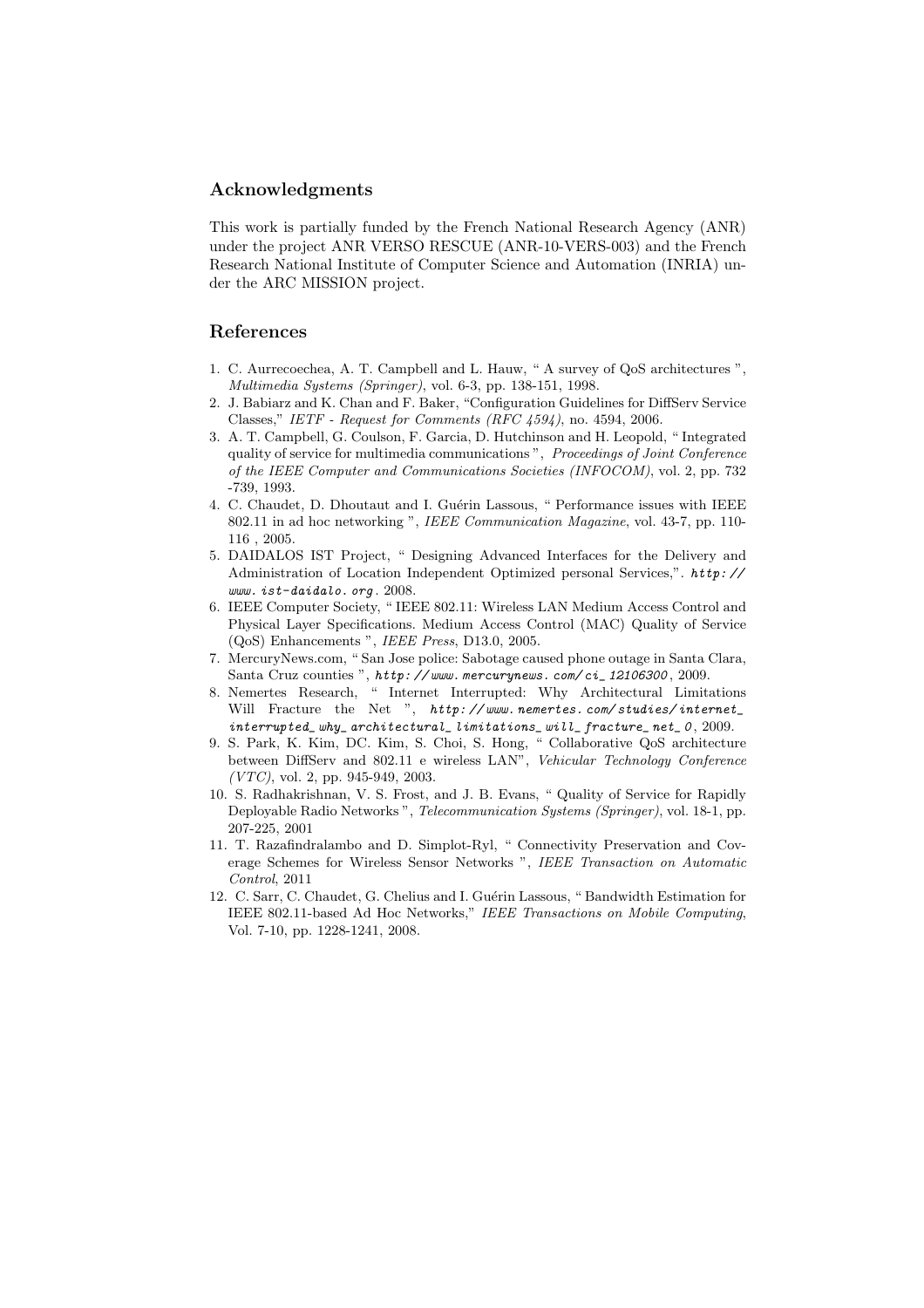## Acknowledgments

This work is partially funded by the French National Research Agency (ANR) under the project ANR VERSO RESCUE (ANR-10-VERS-003) and the French Research National Institute of Computer Science and Automation (INRIA) under the ARC MISSION project.

## References

1. C. Aurrecoechea, A. T. Campbell and L. Hauw, " A survey of QoS architectures ", *Multimedia Systems (Springer)*, vol. 6-3, pp. 138-151, 1998.
2. J. Babiarz and K. Chan and F. Baker, "Configuration Guidelines for DiffServ Service Classes," *IETF - Request for Comments (RFC 4594)*, no. 4594, 2006.
3. A. T. Campbell, G. Coulson, F. Garcia, D. Hutchinson and H. Leopold, " Integrated quality of service for multimedia communications ", *Proceedings of Joint Conference of the IEEE Computer and Communications Societies (INFOCOM)*, vol. 2, pp. 732 -739, 1993.
4. C. Chaudet, D. Dhoutaut and I. Guérin Lassous, " Performance issues with IEEE 802.11 in ad hoc networking ", *IEEE Communication Magazine*, vol. 43-7, pp. 110-116 , 2005.
5. DAIDALOS IST Project, " Designing Advanced Interfaces for the Delivery and Administration of Location Independent Optimized personal Services,". *http://www.ist-daidalo.org*. 2008.
6. IEEE Computer Society, " IEEE 802.11: Wireless LAN Medium Access Control and Physical Layer Specifications. Medium Access Control (MAC) Quality of Service (QoS) Enhancements ", *IEEE Press*, D13.0, 2005.
7. MercuryNews.com, " San Jose police: Sabotage caused phone outage in Santa Clara, Santa Cruz counties ", *http://www.mercurynews.com/ci_12106300*, 2009.
8. Nemertes Research, " Internet Interrupted: Why Architectural Limitations Will Fracture the Net ", *http://www.nemertes.com/studies/internet_interrupted_why_architectural_limitations_will_fracture_net_0*, 2009.
9. S. Park, K. Kim, DC. Kim, S. Choi, S. Hong, " Collaborative QoS architecture between DiffServ and 802.11 e wireless LAN", *Vehicular Technology Conference (VTC)*, vol. 2, pp. 945-949, 2003.
10. S. Radhakrishnan, V. S. Frost, and J. B. Evans, " Quality of Service for Rapidly Deployable Radio Networks ", *Telecommunication Systems (Springer)*, vol. 18-1, pp. 207-225, 2001
11. T. Razafindralambo and D. Simplot-Ryl, " Connectivity Preservation and Coverage Schemes for Wireless Sensor Networks ", *IEEE Transaction on Automatic Control*, 2011
12. C. Sarr, C. Chaudet, G. Chelius and I. Guérin Lassous, " Bandwidth Estimation for IEEE 802.11-based Ad Hoc Networks," *IEEE Transactions on Mobile Computing*, Vol. 7-10, pp. 1228-1241, 2008.